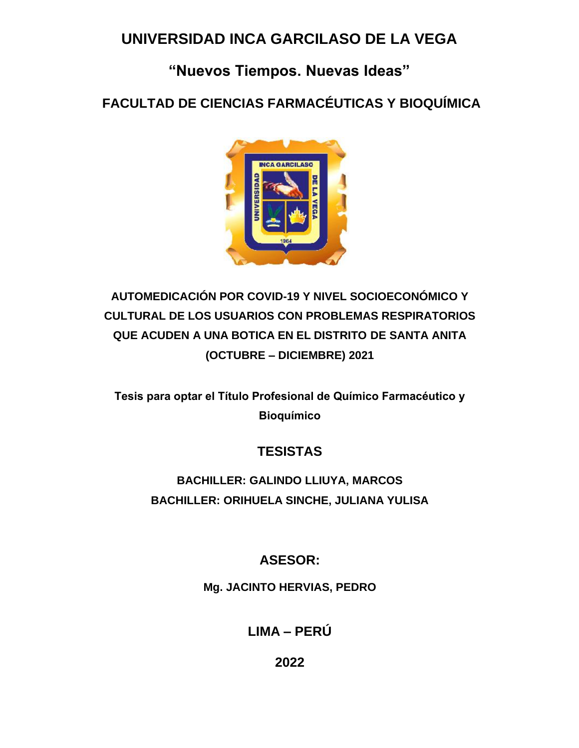# UNIVERSIDAD INCA GARCILASO DE LA VEGA

## “Nuevos Tiempos. Nuevas Ideas”

## FACULTAD DE CIENCIAS FARMACÉUTICAS Y BIOQUÍMICA

**AUTOMEDICACIÓN POR COVID-19 Y NIVEL SOCIOECONÓMICO Y CULTURAL DE LOS USUARIOS CON PROBLEMAS RESPIRATORIOS QUE ACUDEN A UNA BOTICA EN EL DISTRITO DE SANTA ANITA (OCTUBRE – DICIEMBRE) 2021**

**Tesis para optar el Título Profesional de Químico Farmacéutico y Bioquímico**

### TESISTAS

**BACHILLER: GALINDO LLIUYA, MARCOS**

**BACHILLER: ORIHUELA SINCHE, JULIANA YULISA**

### ASESOR:

**Mg. JACINTO HERVIAS, PEDRO**

### LIMA – PERÚ

**2022**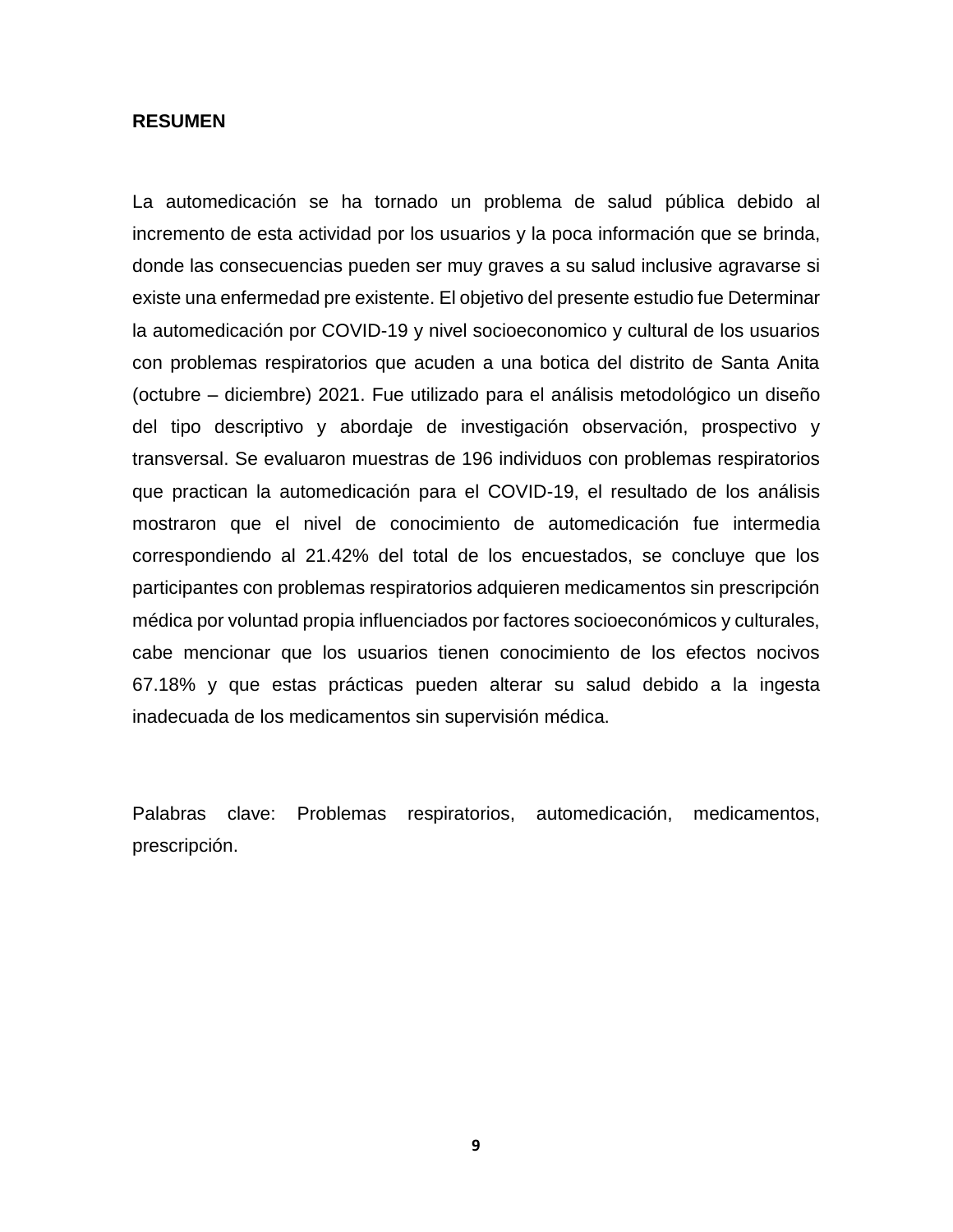**RESUMEN**

La automedicación se ha tornado un problema de salud pública debido al incremento de esta actividad por los usuarios y la poca información que se brinda, donde las consecuencias pueden ser muy graves a su salud inclusive agravarse si existe una enfermedad pre existente. El objetivo del presente estudio fue Determinar la automedicación por COVID-19 y nivel socioeconomico y cultural de los usuarios con problemas respiratorios que acuden a una botica del distrito de Santa Anita (octubre – diciembre) 2021. Fue utilizado para el análisis metodológico un diseño del tipo descriptivo y abordaje de investigación observación, prospectivo y transversal. Se evaluaron muestras de 196 individuos con problemas respiratorios que practican la automedicación para el COVID-19, el resultado de los análisis mostraron que el nivel de conocimiento de automedicación fue intermedia correspondiendo al 21.42% del total de los encuestados, se concluye que los participantes con problemas respiratorios adquieren medicamentos sin prescripción médica por voluntad propia influenciados por factores socioeconómicos y culturales, cabe mencionar que los usuarios tienen conocimiento de los efectos nocivos 67.18% y que estas prácticas pueden alterar su salud debido a la ingesta inadecuada de los medicamentos sin supervisión médica.

Palabras clave: Problemas respiratorios, automedicación, medicamentos, prescripción.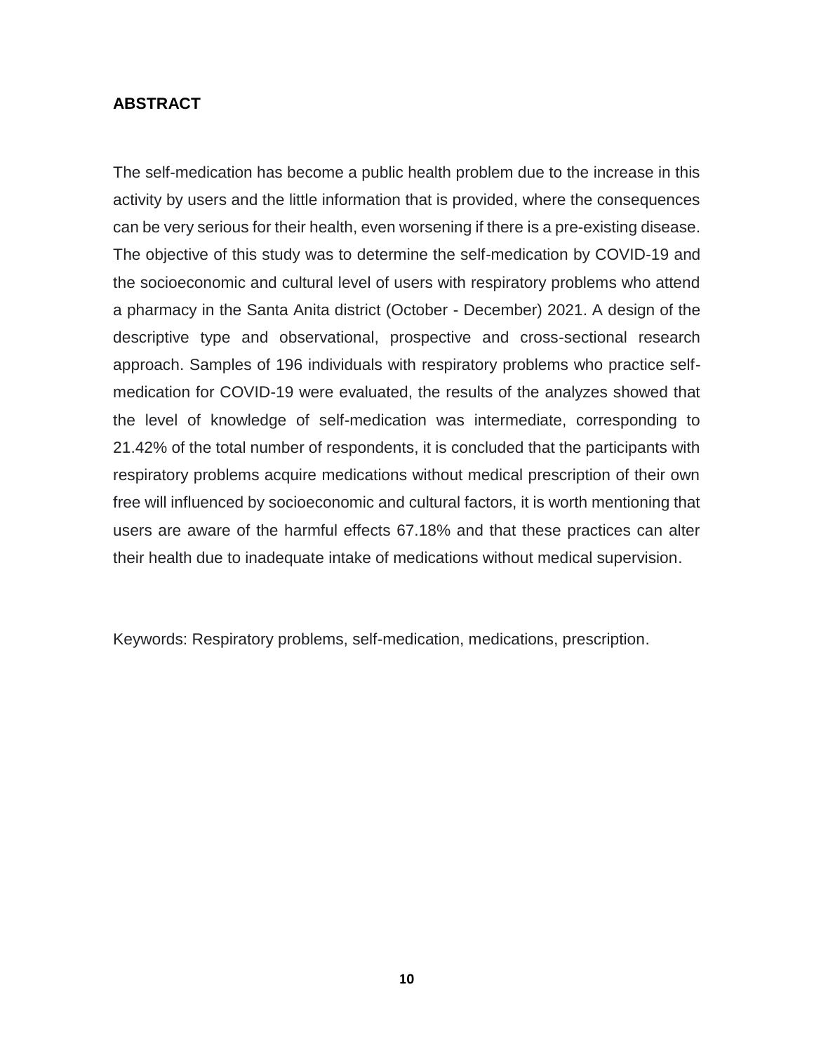## ABSTRACT

The self-medication has become a public health problem due to the increase in this activity by users and the little information that is provided, where the consequences can be very serious for their health, even worsening if there is a pre-existing disease. The objective of this study was to determine the self-medication by COVID-19 and the socioeconomic and cultural level of users with respiratory problems who attend a pharmacy in the Santa Anita district (October - December) 2021. A design of the descriptive type and observational, prospective and cross-sectional research approach. Samples of 196 individuals with respiratory problems who practice self-medication for COVID-19 were evaluated, the results of the analyzes showed that the level of knowledge of self-medication was intermediate, corresponding to 21.42% of the total number of respondents, it is concluded that the participants with respiratory problems acquire medications without medical prescription of their own free will influenced by socioeconomic and cultural factors, it is worth mentioning that users are aware of the harmful effects 67.18% and that these practices can alter their health due to inadequate intake of medications without medical supervision.

Keywords: Respiratory problems, self-medication, medications, prescription.